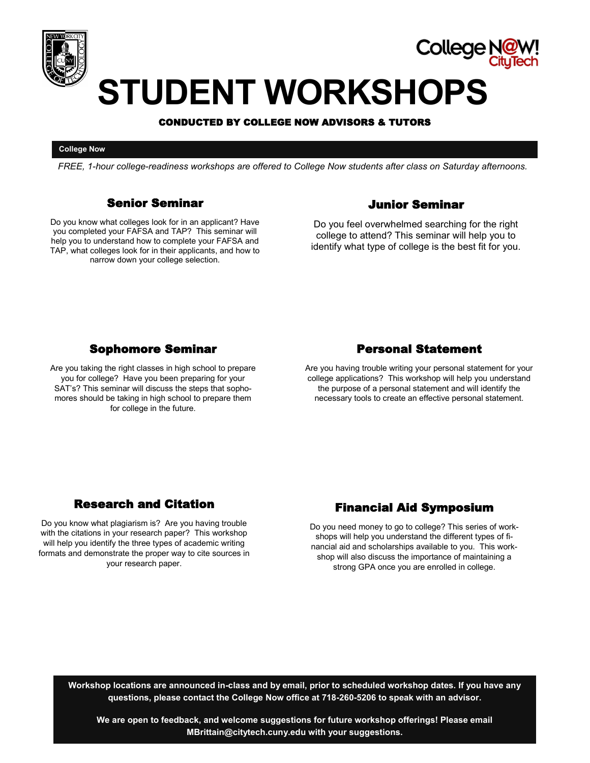College N@W! CityTech

# STUDENT WORKSHOPS

**CONDUCTED BY COLLEGE NOW ADVISORS & TUTORS**

**College Now**

*FREE, 1-hour college-readiness workshops are offered to College Now students after class on Saturday afternoons.*

### Senior Seminar

Do you know what colleges look for in an applicant? Have you completed your FAFSA and TAP? This seminar will help you to understand how to complete your FAFSA and TAP, what colleges look for in their applicants, and how to narrow down your college selection.

### Junior Seminar

Do you feel overwhelmed searching for the right college to attend? This seminar will help you to identify what type of college is the best fit for you.

### Sophomore Seminar

Are you taking the right classes in high school to prepare you for college? Have you been preparing for your SAT's? This seminar will discuss the steps that sophomores should be taking in high school to prepare them for college in the future.

### Personal Statement

Are you having trouble writing your personal statement for your college applications? This workshop will help you understand the purpose of a personal statement and will identify the necessary tools to create an effective personal statement.

### Research and Citation

Do you know what plagiarism is? Are you having trouble with the citations in your research paper? This workshop will help you identify the three types of academic writing formats and demonstrate the proper way to cite sources in your research paper.

### Financial Aid Symposium

Do you need money to go to college? This series of workshops will help you understand the different types of financial aid and scholarships available to you. This workshop will also discuss the importance of maintaining a strong GPA once you are enrolled in college.

**Workshop locations are announced in-class and by email, prior to scheduled workshop dates. If you have any questions, please contact the College Now office at 718-260-5206 to speak with an advisor.**

**We are open to feedback, and welcome suggestions for future workshop offerings! Please email MBrittain@citytech.cuny.edu with your suggestions.**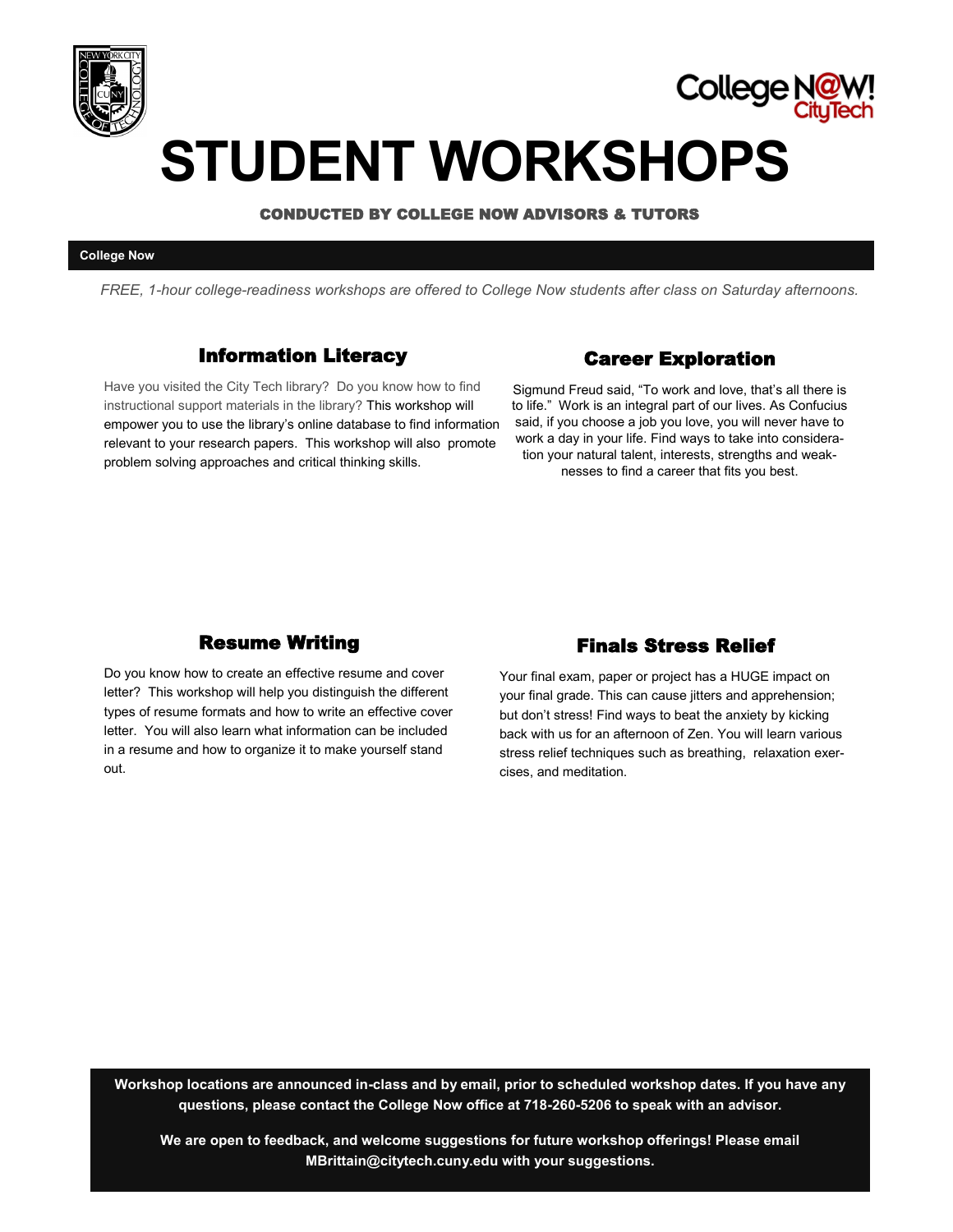# STUDENT WORKSHOPS

**CONDUCTED BY COLLEGE NOW ADVISORS & TUTORS**

**College Now**

*FREE, 1-hour college-readiness workshops are offered to College Now students after class on Saturday afternoons.*

## Information Literacy

Have you visited the City Tech library? Do you know how to find instructional support materials in the library? This workshop will empower you to use the library's online database to find information relevant to your research papers. This workshop will also promote problem solving approaches and critical thinking skills.

## Career Exploration

Sigmund Freud said, "To work and love, that's all there is to life." Work is an integral part of our lives. As Confucius said, if you choose a job you love, you will never have to work a day in your life. Find ways to take into consideration your natural talent, interests, strengths and weaknesses to find a career that fits you best.

## Resume Writing

Do you know how to create an effective resume and cover letter? This workshop will help you distinguish the different types of resume formats and how to write an effective cover letter. You will also learn what information can be included in a resume and how to organize it to make yourself stand out.

## Finals Stress Relief

Your final exam, paper or project has a HUGE impact on your final grade. This can cause jitters and apprehension; but don't stress! Find ways to beat the anxiety by kicking back with us for an afternoon of Zen. You will learn various stress relief techniques such as breathing, relaxation exercises, and meditation.

**Workshop locations are announced in-class and by email, prior to scheduled workshop dates. If you have any questions, please contact the College Now office at 718-260-5206 to speak with an advisor.**

**We are open to feedback, and welcome suggestions for future workshop offerings! Please email MBrittain@citytech.cuny.edu with your suggestions.**